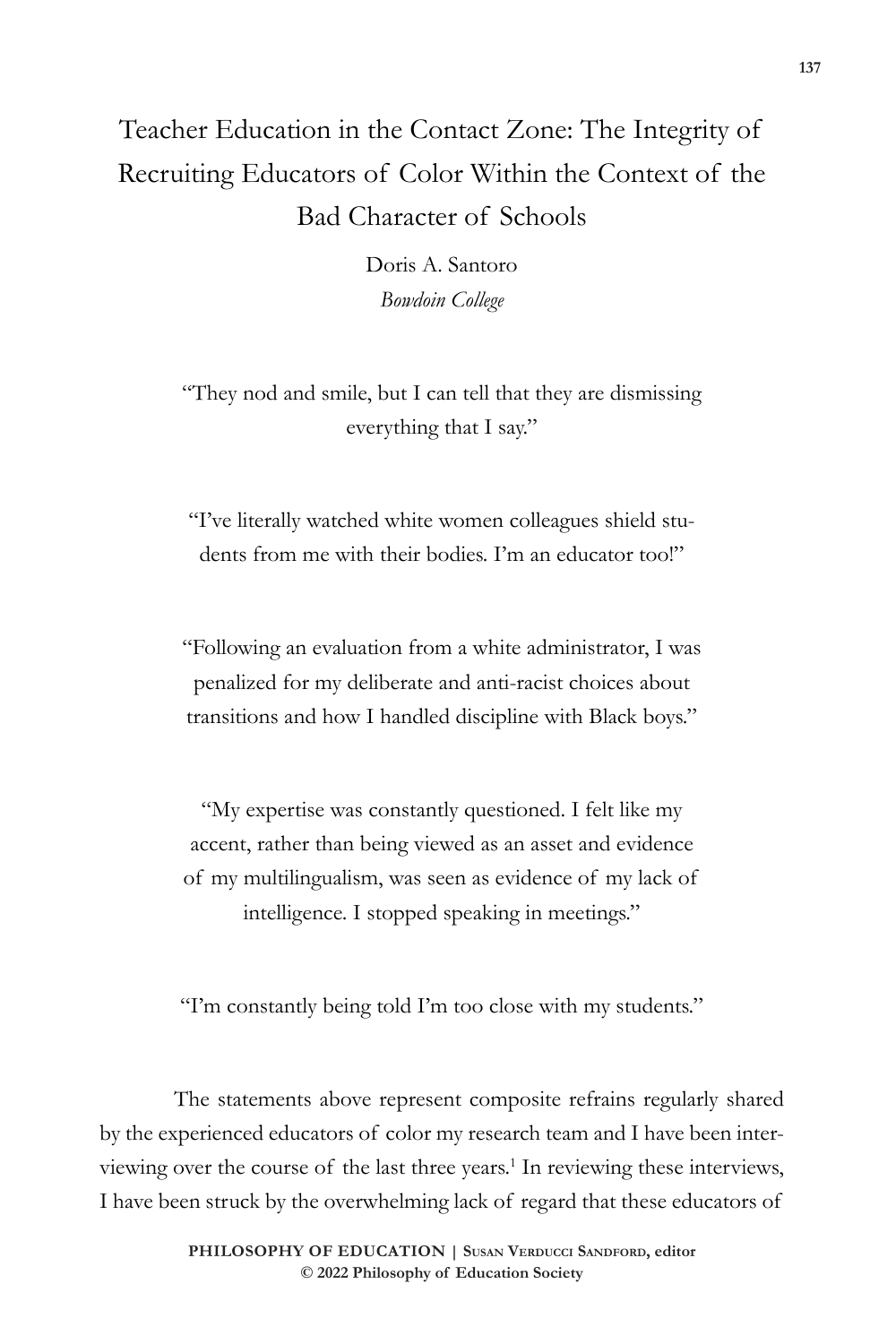# Teacher Education in the Contact Zone: The Integrity of Recruiting Educators of Color Within the Context of the Bad Character of Schools

Doris A. Santoro
*Bowdoin College*

"They nod and smile, but I can tell that they are dismissing everything that I say."

"I've literally watched white women colleagues shield students from me with their bodies. I'm an educator too!"

"Following an evaluation from a white administrator, I was penalized for my deliberate and anti-racist choices about transitions and how I handled discipline with Black boys."

"My expertise was constantly questioned. I felt like my accent, rather than being viewed as an asset and evidence of my multilingualism, was seen as evidence of my lack of intelligence. I stopped speaking in meetings."

"I'm constantly being told I'm too close with my students."

The statements above represent composite refrains regularly shared by the experienced educators of color my research team and I have been interviewing over the course of the last three years.[1] In reviewing these interviews, I have been struck by the overwhelming lack of regard that these educators of

**PHILOSOPHY OF EDUCATION | Susan Verducci Sandford, editor**
**© 2022 Philosophy of Education Society**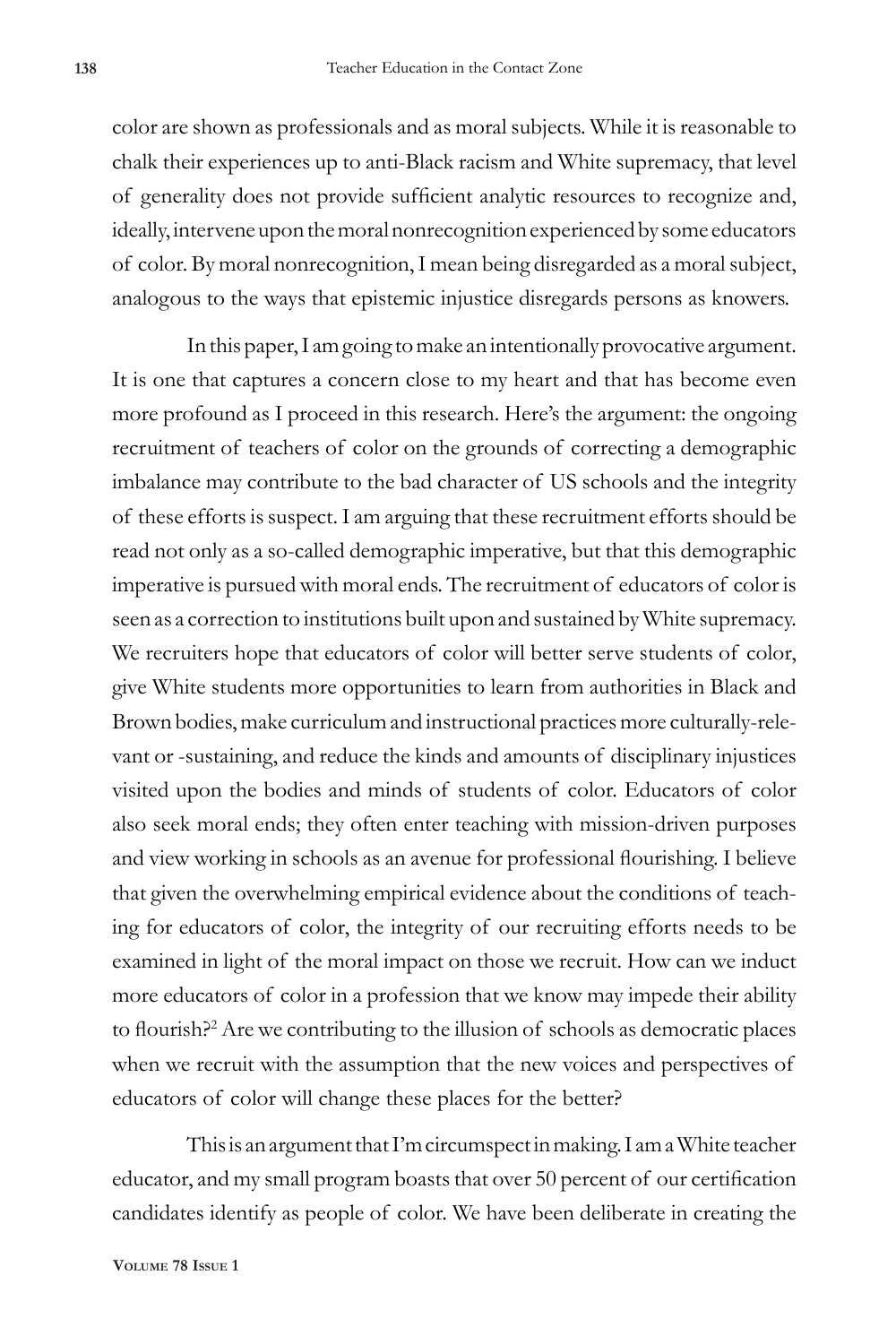color are shown as professionals and as moral subjects. While it is reasonable to chalk their experiences up to anti-Black racism and White supremacy, that level of generality does not provide sufficient analytic resources to recognize and, ideally, intervene upon the moral nonrecognition experienced by some educators of color. By moral nonrecognition, I mean being disregarded as a moral subject, analogous to the ways that epistemic injustice disregards persons as knowers.

In this paper, I am going to make an intentionally provocative argument. It is one that captures a concern close to my heart and that has become even more profound as I proceed in this research. Here's the argument: the ongoing recruitment of teachers of color on the grounds of correcting a demographic imbalance may contribute to the bad character of US schools and the integrity of these efforts is suspect. I am arguing that these recruitment efforts should be read not only as a so-called demographic imperative, but that this demographic imperative is pursued with moral ends. The recruitment of educators of color is seen as a correction to institutions built upon and sustained by White supremacy. We recruiters hope that educators of color will better serve students of color, give White students more opportunities to learn from authorities in Black and Brown bodies, make curriculum and instructional practices more culturally-relevant or -sustaining, and reduce the kinds and amounts of disciplinary injustices visited upon the bodies and minds of students of color. Educators of color also seek moral ends; they often enter teaching with mission-driven purposes and view working in schools as an avenue for professional flourishing. I believe that given the overwhelming empirical evidence about the conditions of teaching for educators of color, the integrity of our recruiting efforts needs to be examined in light of the moral impact on those we recruit. How can we induct more educators of color in a profession that we know may impede their ability to flourish?[2] Are we contributing to the illusion of schools as democratic places when we recruit with the assumption that the new voices and perspectives of educators of color will change these places for the better?

This is an argument that I'm circumspect in making. I am a White teacher educator, and my small program boasts that over 50 percent of our certification candidates identify as people of color. We have been deliberate in creating the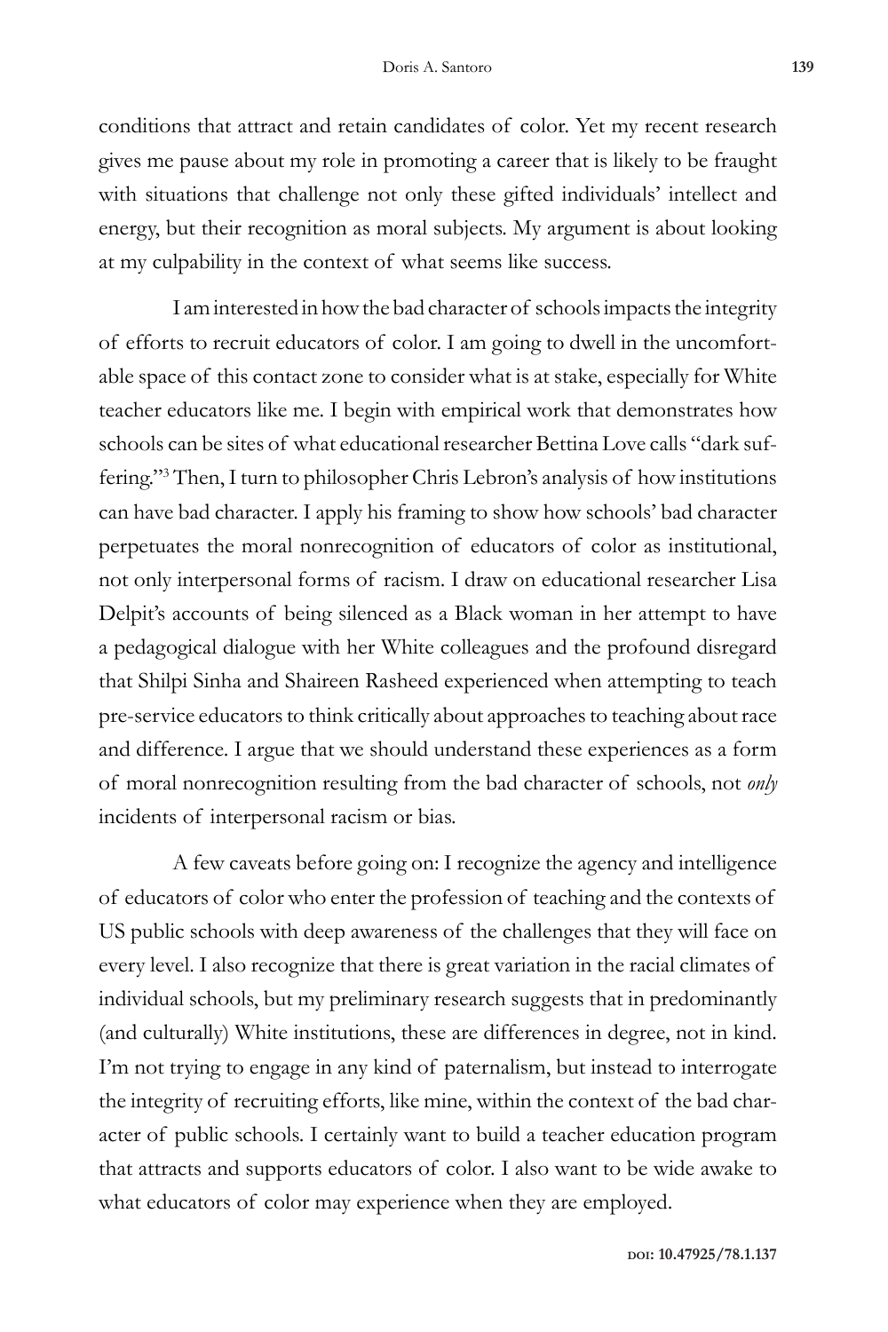conditions that attract and retain candidates of color. Yet my recent research gives me pause about my role in promoting a career that is likely to be fraught with situations that challenge not only these gifted individuals' intellect and energy, but their recognition as moral subjects. My argument is about looking at my culpability in the context of what seems like success.

I am interested in how the bad character of schools impacts the integrity of efforts to recruit educators of color. I am going to dwell in the uncomfortable space of this contact zone to consider what is at stake, especially for White teacher educators like me. I begin with empirical work that demonstrates how schools can be sites of what educational researcher Bettina Love calls "dark suffering."[3] Then, I turn to philosopher Chris Lebron's analysis of how institutions can have bad character. I apply his framing to show how schools' bad character perpetuates the moral nonrecognition of educators of color as institutional, not only interpersonal forms of racism. I draw on educational researcher Lisa Delpit's accounts of being silenced as a Black woman in her attempt to have a pedagogical dialogue with her White colleagues and the profound disregard that Shilpi Sinha and Shaireen Rasheed experienced when attempting to teach pre-service educators to think critically about approaches to teaching about race and difference. I argue that we should understand these experiences as a form of moral nonrecognition resulting from the bad character of schools, not *only* incidents of interpersonal racism or bias.

A few caveats before going on: I recognize the agency and intelligence of educators of color who enter the profession of teaching and the contexts of US public schools with deep awareness of the challenges that they will face on every level. I also recognize that there is great variation in the racial climates of individual schools, but my preliminary research suggests that in predominantly (and culturally) White institutions, these are differences in degree, not in kind. I'm not trying to engage in any kind of paternalism, but instead to interrogate the integrity of recruiting efforts, like mine, within the context of the bad character of public schools. I certainly want to build a teacher education program that attracts and supports educators of color. I also want to be wide awake to what educators of color may experience when they are employed.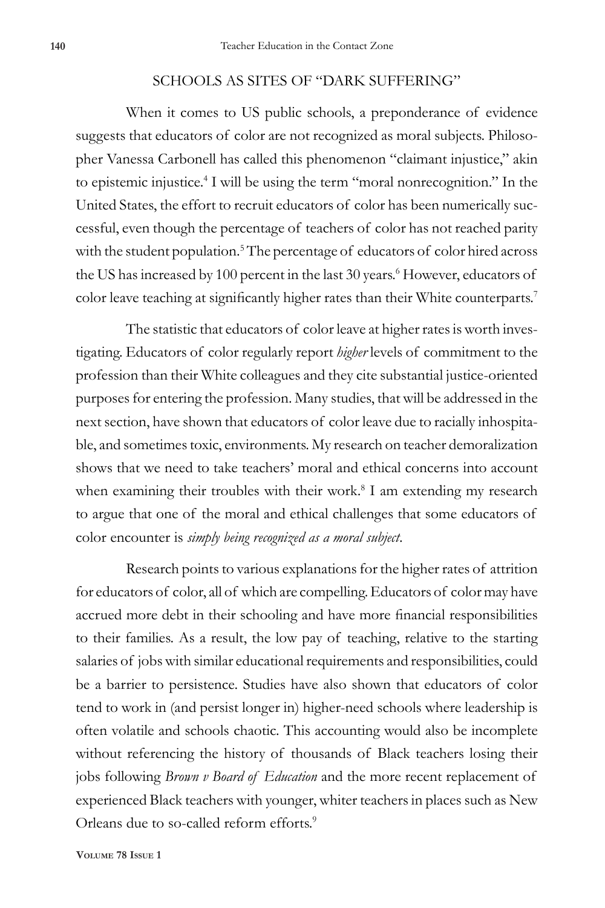## SCHOOLS AS SITES OF "DARK SUFFERING"

When it comes to US public schools, a preponderance of evidence suggests that educators of color are not recognized as moral subjects. Philosopher Vanessa Carbonell has called this phenomenon "claimant injustice," akin to epistemic injustice.[4] I will be using the term "moral nonrecognition." In the United States, the effort to recruit educators of color has been numerically successful, even though the percentage of teachers of color has not reached parity with the student population.[5] The percentage of educators of color hired across the US has increased by 100 percent in the last 30 years.[6] However, educators of color leave teaching at significantly higher rates than their White counterparts.[7]

The statistic that educators of color leave at higher rates is worth investigating. Educators of color regularly report *higher* levels of commitment to the profession than their White colleagues and they cite substantial justice-oriented purposes for entering the profession. Many studies, that will be addressed in the next section, have shown that educators of color leave due to racially inhospitable, and sometimes toxic, environments. My research on teacher demoralization shows that we need to take teachers' moral and ethical concerns into account when examining their troubles with their work.[8] I am extending my research to argue that one of the moral and ethical challenges that some educators of color encounter is *simply being recognized as a moral subject*.

Research points to various explanations for the higher rates of attrition for educators of color, all of which are compelling. Educators of color may have accrued more debt in their schooling and have more financial responsibilities to their families. As a result, the low pay of teaching, relative to the starting salaries of jobs with similar educational requirements and responsibilities, could be a barrier to persistence. Studies have also shown that educators of color tend to work in (and persist longer in) higher-need schools where leadership is often volatile and schools chaotic. This accounting would also be incomplete without referencing the history of thousands of Black teachers losing their jobs following *Brown v Board of Education* and the more recent replacement of experienced Black teachers with younger, whiter teachers in places such as New Orleans due to so-called reform efforts.[9]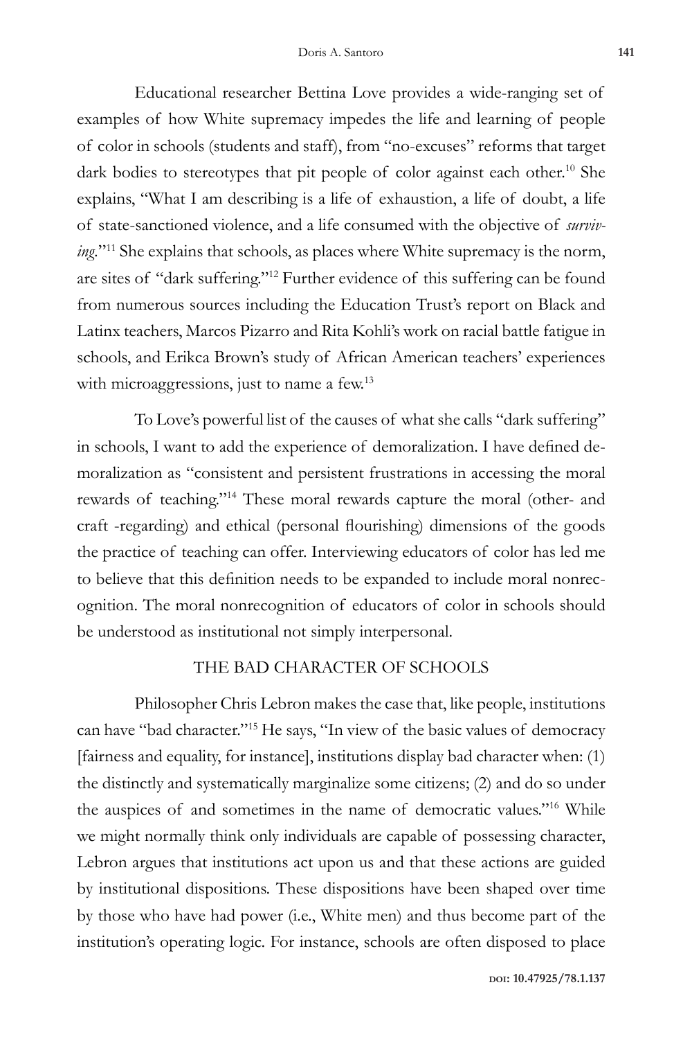Educational researcher Bettina Love provides a wide-ranging set of examples of how White supremacy impedes the life and learning of people of color in schools (students and staff), from "no-excuses" reforms that target dark bodies to stereotypes that pit people of color against each other.[10] She explains, "What I am describing is a life of exhaustion, a life of doubt, a life of state-sanctioned violence, and a life consumed with the objective of *surviving*."[11] She explains that schools, as places where White supremacy is the norm, are sites of "dark suffering."[12] Further evidence of this suffering can be found from numerous sources including the Education Trust's report on Black and Latinx teachers, Marcos Pizarro and Rita Kohli's work on racial battle fatigue in schools, and Erikca Brown's study of African American teachers' experiences with microaggressions, just to name a few.[13]

To Love's powerful list of the causes of what she calls "dark suffering" in schools, I want to add the experience of demoralization. I have defined demoralization as "consistent and persistent frustrations in accessing the moral rewards of teaching."[14] These moral rewards capture the moral (other- and craft -regarding) and ethical (personal flourishing) dimensions of the goods the practice of teaching can offer. Interviewing educators of color has led me to believe that this definition needs to be expanded to include moral nonrecognition. The moral nonrecognition of educators of color in schools should be understood as institutional not simply interpersonal.

## THE BAD CHARACTER OF SCHOOLS

Philosopher Chris Lebron makes the case that, like people, institutions can have "bad character."[15] He says, "In view of the basic values of democracy [fairness and equality, for instance], institutions display bad character when: (1) the distinctly and systematically marginalize some citizens; (2) and do so under the auspices of and sometimes in the name of democratic values."[16] While we might normally think only individuals are capable of possessing character, Lebron argues that institutions act upon us and that these actions are guided by institutional dispositions. These dispositions have been shaped over time by those who have had power (i.e., White men) and thus become part of the institution's operating logic. For instance, schools are often disposed to place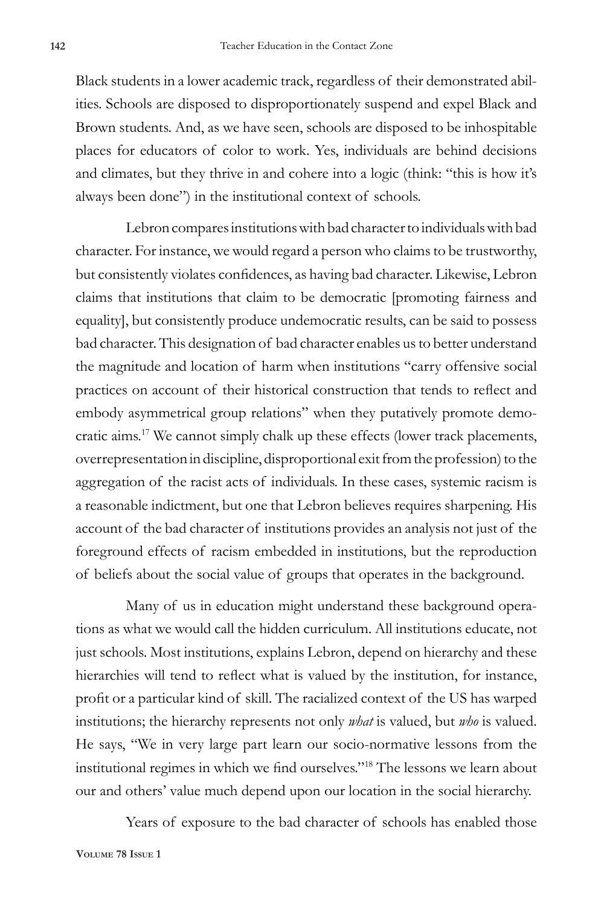Black students in a lower academic track, regardless of their demonstrated abilities. Schools are disposed to disproportionately suspend and expel Black and Brown students. And, as we have seen, schools are disposed to be inhospitable places for educators of color to work. Yes, individuals are behind decisions and climates, but they thrive in and cohere into a logic (think: "this is how it's always been done") in the institutional context of schools.

Lebron compares institutions with bad character to individuals with bad character. For instance, we would regard a person who claims to be trustworthy, but consistently violates confidences, as having bad character. Likewise, Lebron claims that institutions that claim to be democratic [promoting fairness and equality], but consistently produce undemocratic results, can be said to possess bad character. This designation of bad character enables us to better understand the magnitude and location of harm when institutions "carry offensive social practices on account of their historical construction that tends to reflect and embody asymmetrical group relations" when they putatively promote democratic aims.[17] We cannot simply chalk up these effects (lower track placements, overrepresentation in discipline, disproportional exit from the profession) to the aggregation of the racist acts of individuals. In these cases, systemic racism is a reasonable indictment, but one that Lebron believes requires sharpening. His account of the bad character of institutions provides an analysis not just of the foreground effects of racism embedded in institutions, but the reproduction of beliefs about the social value of groups that operates in the background.

Many of us in education might understand these background operations as what we would call the hidden curriculum. All institutions educate, not just schools. Most institutions, explains Lebron, depend on hierarchy and these hierarchies will tend to reflect what is valued by the institution, for instance, profit or a particular kind of skill. The racialized context of the US has warped institutions; the hierarchy represents not only *what* is valued, but *who* is valued. He says, "We in very large part learn our socio-normative lessons from the institutional regimes in which we find ourselves."[18] The lessons we learn about our and others' value much depend upon our location in the social hierarchy.

Years of exposure to the bad character of schools has enabled those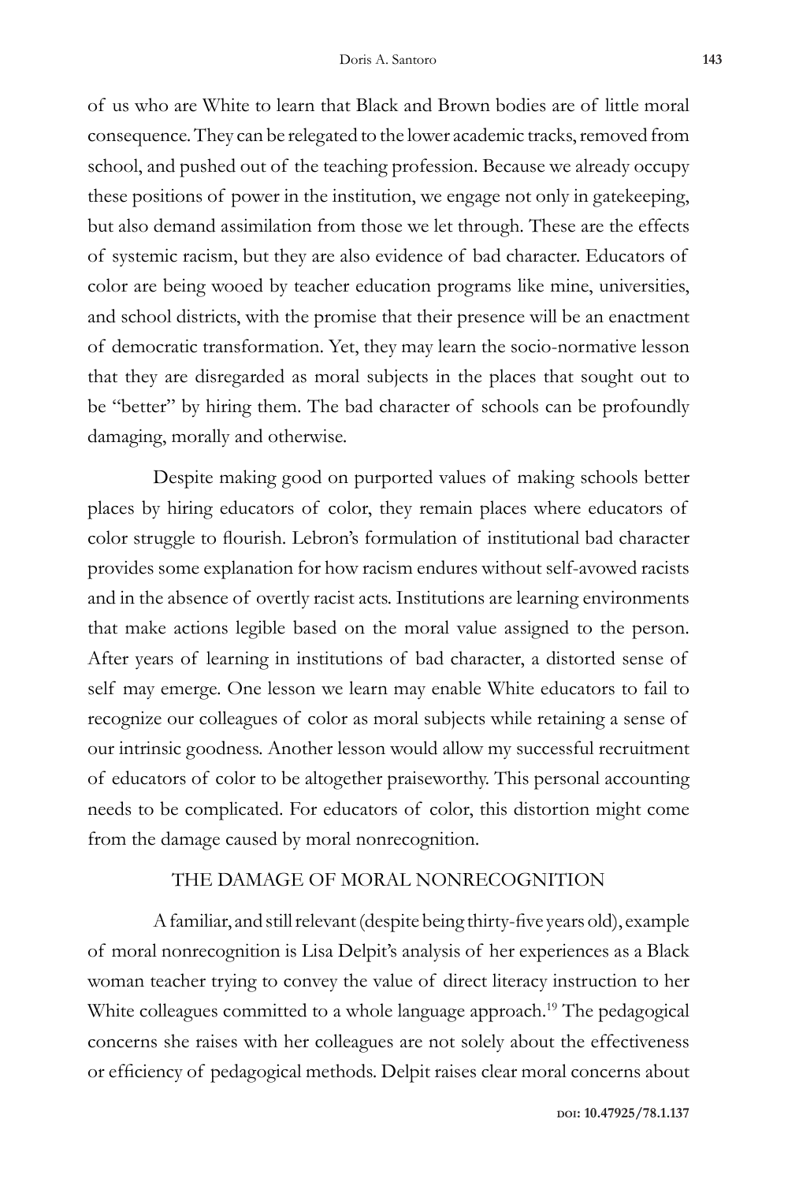of us who are White to learn that Black and Brown bodies are of little moral consequence. They can be relegated to the lower academic tracks, removed from school, and pushed out of the teaching profession. Because we already occupy these positions of power in the institution, we engage not only in gatekeeping, but also demand assimilation from those we let through. These are the effects of systemic racism, but they are also evidence of bad character. Educators of color are being wooed by teacher education programs like mine, universities, and school districts, with the promise that their presence will be an enactment of democratic transformation. Yet, they may learn the socio-normative lesson that they are disregarded as moral subjects in the places that sought out to be "better" by hiring them. The bad character of schools can be profoundly damaging, morally and otherwise.

Despite making good on purported values of making schools better places by hiring educators of color, they remain places where educators of color struggle to flourish. Lebron's formulation of institutional bad character provides some explanation for how racism endures without self-avowed racists and in the absence of overtly racist acts. Institutions are learning environments that make actions legible based on the moral value assigned to the person. After years of learning in institutions of bad character, a distorted sense of self may emerge. One lesson we learn may enable White educators to fail to recognize our colleagues of color as moral subjects while retaining a sense of our intrinsic goodness. Another lesson would allow my successful recruitment of educators of color to be altogether praiseworthy. This personal accounting needs to be complicated. For educators of color, this distortion might come from the damage caused by moral nonrecognition.

## THE DAMAGE OF MORAL NONRECOGNITION

A familiar, and still relevant (despite being thirty-five years old), example of moral nonrecognition is Lisa Delpit's analysis of her experiences as a Black woman teacher trying to convey the value of direct literacy instruction to her White colleagues committed to a whole language approach.[19] The pedagogical concerns she raises with her colleagues are not solely about the effectiveness or efficiency of pedagogical methods. Delpit raises clear moral concerns about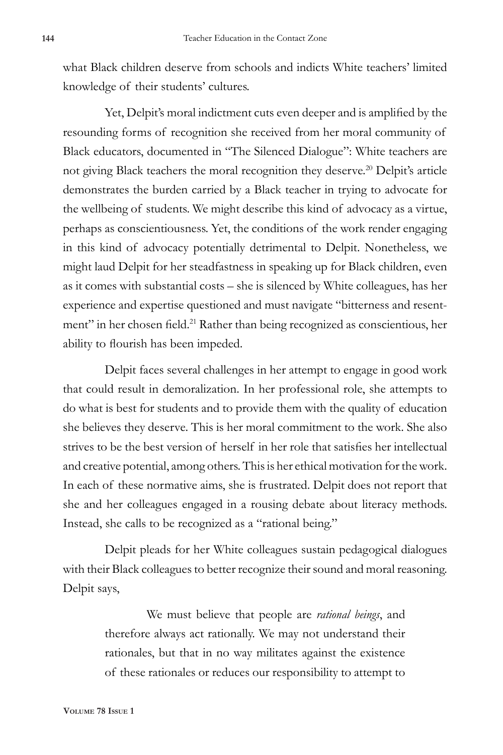what Black children deserve from schools and indicts White teachers' limited knowledge of their students' cultures.

Yet, Delpit's moral indictment cuts even deeper and is amplified by the resounding forms of recognition she received from her moral community of Black educators, documented in "The Silenced Dialogue": White teachers are not giving Black teachers the moral recognition they deserve.[20] Delpit's article demonstrates the burden carried by a Black teacher in trying to advocate for the wellbeing of students. We might describe this kind of advocacy as a virtue, perhaps as conscientiousness. Yet, the conditions of the work render engaging in this kind of advocacy potentially detrimental to Delpit. Nonetheless, we might laud Delpit for her steadfastness in speaking up for Black children, even as it comes with substantial costs – she is silenced by White colleagues, has her experience and expertise questioned and must navigate "bitterness and resentment" in her chosen field.[21] Rather than being recognized as conscientious, her ability to flourish has been impeded.

Delpit faces several challenges in her attempt to engage in good work that could result in demoralization. In her professional role, she attempts to do what is best for students and to provide them with the quality of education she believes they deserve. This is her moral commitment to the work. She also strives to be the best version of herself in her role that satisfies her intellectual and creative potential, among others. This is her ethical motivation for the work. In each of these normative aims, she is frustrated. Delpit does not report that she and her colleagues engaged in a rousing debate about literacy methods. Instead, she calls to be recognized as a "rational being."

Delpit pleads for her White colleagues sustain pedagogical dialogues with their Black colleagues to better recognize their sound and moral reasoning. Delpit says,

> We must believe that people are *rational beings*, and therefore always act rationally. We may not understand their rationales, but that in no way militates against the existence of these rationales or reduces our responsibility to attempt to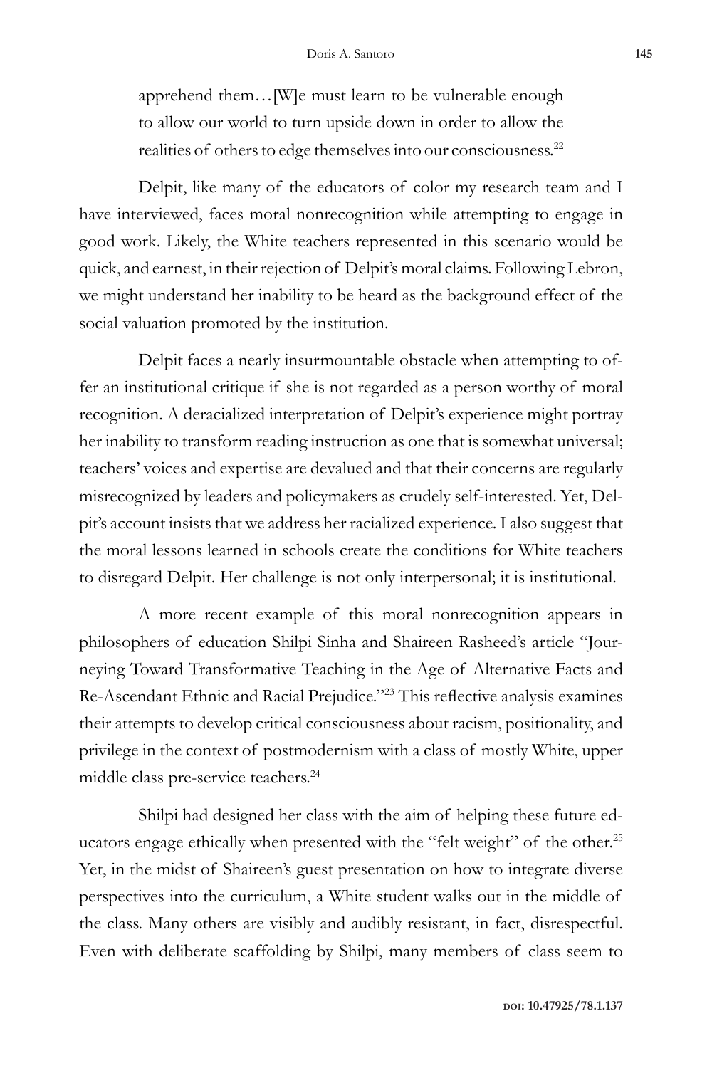> apprehend them…[W]e must learn to be vulnerable enough to allow our world to turn upside down in order to allow the realities of others to edge themselves into our consciousness.[22]

Delpit, like many of the educators of color my research team and I have interviewed, faces moral nonrecognition while attempting to engage in good work. Likely, the White teachers represented in this scenario would be quick, and earnest, in their rejection of Delpit's moral claims. Following Lebron, we might understand her inability to be heard as the background effect of the social valuation promoted by the institution.

Delpit faces a nearly insurmountable obstacle when attempting to offer an institutional critique if she is not regarded as a person worthy of moral recognition. A deracialized interpretation of Delpit's experience might portray her inability to transform reading instruction as one that is somewhat universal; teachers' voices and expertise are devalued and that their concerns are regularly misrecognized by leaders and policymakers as crudely self-interested. Yet, Delpit's account insists that we address her racialized experience. I also suggest that the moral lessons learned in schools create the conditions for White teachers to disregard Delpit. Her challenge is not only interpersonal; it is institutional.

A more recent example of this moral nonrecognition appears in philosophers of education Shilpi Sinha and Shaireen Rasheed's article "Journeying Toward Transformative Teaching in the Age of Alternative Facts and Re-Ascendant Ethnic and Racial Prejudice."[23] This reflective analysis examines their attempts to develop critical consciousness about racism, positionality, and privilege in the context of postmodernism with a class of mostly White, upper middle class pre-service teachers.[24]

Shilpi had designed her class with the aim of helping these future educators engage ethically when presented with the "felt weight" of the other.[25] Yet, in the midst of Shaireen's guest presentation on how to integrate diverse perspectives into the curriculum, a White student walks out in the middle of the class. Many others are visibly and audibly resistant, in fact, disrespectful. Even with deliberate scaffolding by Shilpi, many members of class seem to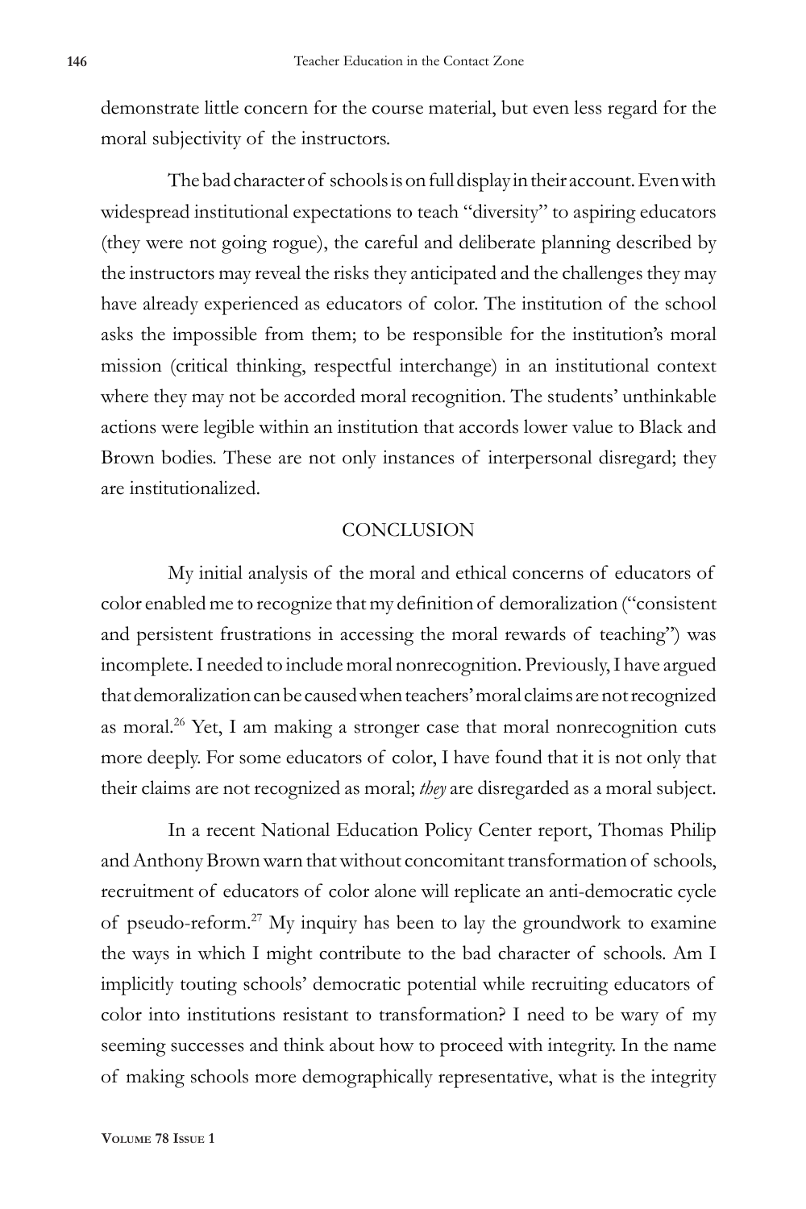demonstrate little concern for the course material, but even less regard for the moral subjectivity of the instructors.

The bad character of schools is on full display in their account. Even with widespread institutional expectations to teach "diversity" to aspiring educators (they were not going rogue), the careful and deliberate planning described by the instructors may reveal the risks they anticipated and the challenges they may have already experienced as educators of color. The institution of the school asks the impossible from them; to be responsible for the institution's moral mission (critical thinking, respectful interchange) in an institutional context where they may not be accorded moral recognition. The students' unthinkable actions were legible within an institution that accords lower value to Black and Brown bodies. These are not only instances of interpersonal disregard; they are institutionalized.

## CONCLUSION

My initial analysis of the moral and ethical concerns of educators of color enabled me to recognize that my definition of demoralization ("consistent and persistent frustrations in accessing the moral rewards of teaching") was incomplete. I needed to include moral nonrecognition. Previously, I have argued that demoralization can be caused when teachers' moral claims are not recognized as moral.[26] Yet, I am making a stronger case that moral nonrecognition cuts more deeply. For some educators of color, I have found that it is not only that their claims are not recognized as moral; *they* are disregarded as a moral subject.

In a recent National Education Policy Center report, Thomas Philip and Anthony Brown warn that without concomitant transformation of schools, recruitment of educators of color alone will replicate an anti-democratic cycle of pseudo-reform.[27] My inquiry has been to lay the groundwork to examine the ways in which I might contribute to the bad character of schools. Am I implicitly touting schools' democratic potential while recruiting educators of color into institutions resistant to transformation? I need to be wary of my seeming successes and think about how to proceed with integrity. In the name of making schools more demographically representative, what is the integrity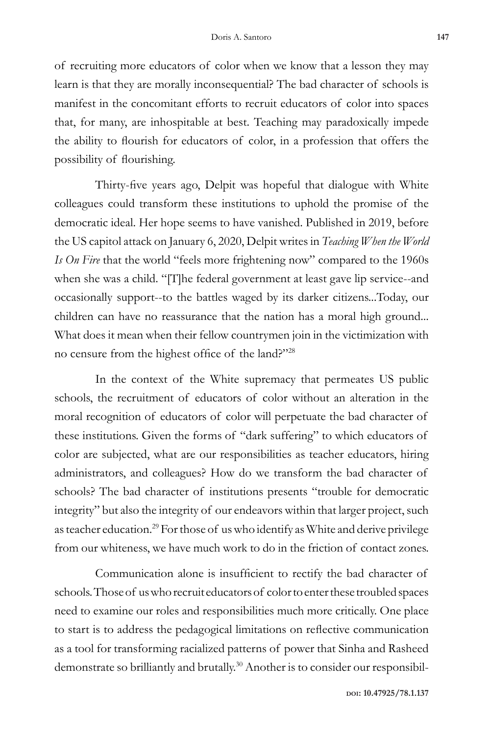of recruiting more educators of color when we know that a lesson they may learn is that they are morally inconsequential? The bad character of schools is manifest in the concomitant efforts to recruit educators of color into spaces that, for many, are inhospitable at best. Teaching may paradoxically impede the ability to flourish for educators of color, in a profession that offers the possibility of flourishing.

Thirty-five years ago, Delpit was hopeful that dialogue with White colleagues could transform these institutions to uphold the promise of the democratic ideal. Her hope seems to have vanished. Published in 2019, before the US capitol attack on January 6, 2020, Delpit writes in *Teaching When the World Is On Fire* that the world "feels more frightening now" compared to the 1960s when she was a child. "[T]he federal government at least gave lip service--and occasionally support--to the battles waged by its darker citizens...Today, our children can have no reassurance that the nation has a moral high ground... What does it mean when their fellow countrymen join in the victimization with no censure from the highest office of the land?"[28]

In the context of the White supremacy that permeates US public schools, the recruitment of educators of color without an alteration in the moral recognition of educators of color will perpetuate the bad character of these institutions. Given the forms of "dark suffering" to which educators of color are subjected, what are our responsibilities as teacher educators, hiring administrators, and colleagues? How do we transform the bad character of schools? The bad character of institutions presents "trouble for democratic integrity" but also the integrity of our endeavors within that larger project, such as teacher education.[29] For those of us who identify as White and derive privilege from our whiteness, we have much work to do in the friction of contact zones.

Communication alone is insufficient to rectify the bad character of schools. Those of us who recruit educators of color to enter these troubled spaces need to examine our roles and responsibilities much more critically. One place to start is to address the pedagogical limitations on reflective communication as a tool for transforming racialized patterns of power that Sinha and Rasheed demonstrate so brilliantly and brutally.[30] Another is to consider our responsibil-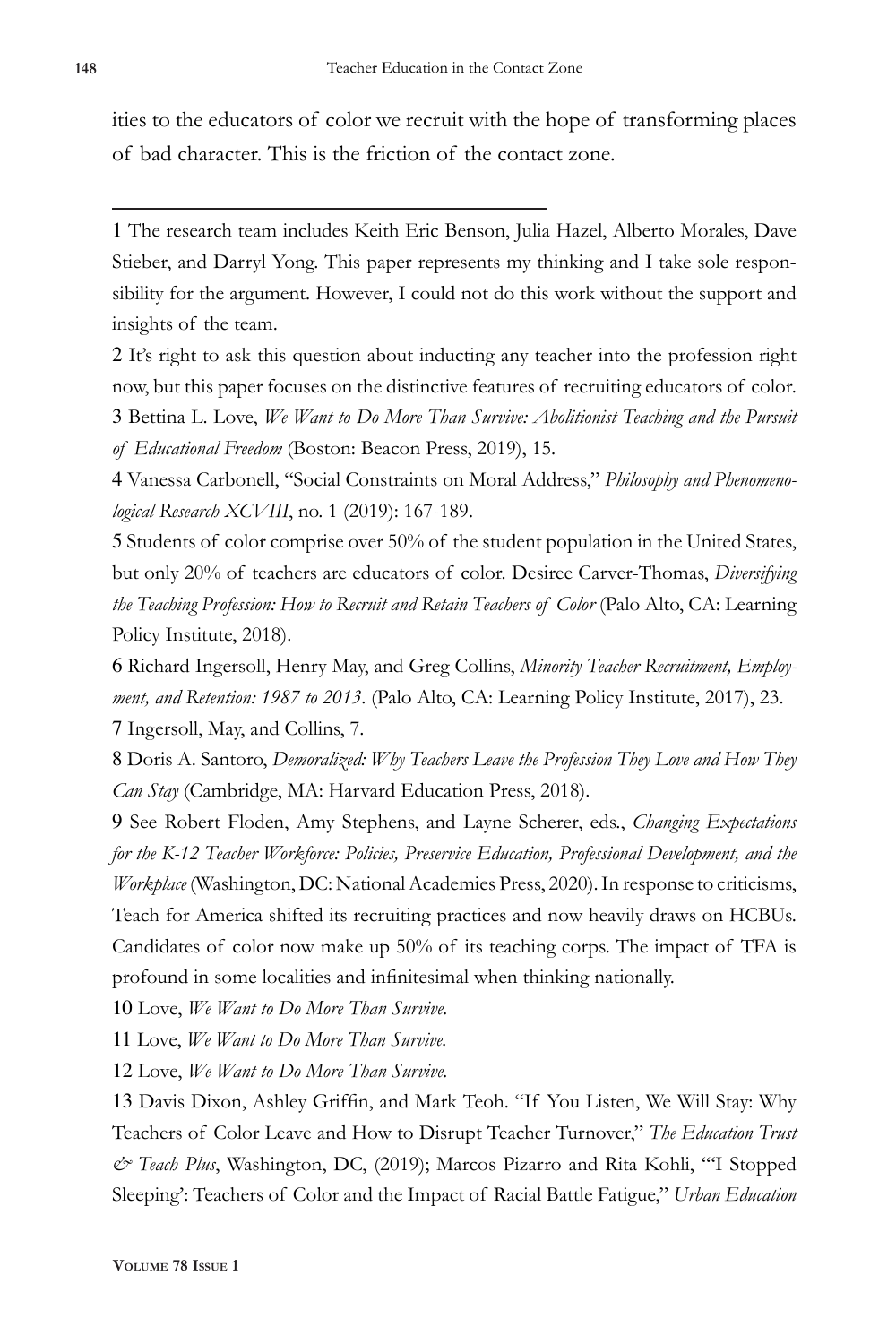ities to the educators of color we recruit with the hope of transforming places of bad character. This is the friction of the contact zone.

---

1 The research team includes Keith Eric Benson, Julia Hazel, Alberto Morales, Dave Stieber, and Darryl Yong. This paper represents my thinking and I take sole responsibility for the argument. However, I could not do this work without the support and insights of the team.

2 It's right to ask this question about inducting any teacher into the profession right now, but this paper focuses on the distinctive features of recruiting educators of color.

3 Bettina L. Love, *We Want to Do More Than Survive: Abolitionist Teaching and the Pursuit of Educational Freedom* (Boston: Beacon Press, 2019), 15.

4 Vanessa Carbonell, "Social Constraints on Moral Address," *Philosophy and Phenomenological Research XCVIII*, no. 1 (2019): 167-189.

5 Students of color comprise over 50% of the student population in the United States, but only 20% of teachers are educators of color. Desiree Carver-Thomas, *Diversifying the Teaching Profession: How to Recruit and Retain Teachers of Color* (Palo Alto, CA: Learning Policy Institute, 2018).

6 Richard Ingersoll, Henry May, and Greg Collins, *Minority Teacher Recruitment, Employment, and Retention: 1987 to 2013*. (Palo Alto, CA: Learning Policy Institute, 2017), 23.

7 Ingersoll, May, and Collins, 7.

8 Doris A. Santoro, *Demoralized: Why Teachers Leave the Profession They Love and How They Can Stay* (Cambridge, MA: Harvard Education Press, 2018).

9 See Robert Floden, Amy Stephens, and Layne Scherer, eds., *Changing Expectations for the K-12 Teacher Workforce: Policies, Preservice Education, Professional Development, and the Workplace* (Washington, DC: National Academies Press, 2020). In response to criticisms, Teach for America shifted its recruiting practices and now heavily draws on HCBUs. Candidates of color now make up 50% of its teaching corps. The impact of TFA is profound in some localities and infinitesimal when thinking nationally.

10 Love, *We Want to Do More Than Survive.*

11 Love, *We Want to Do More Than Survive.*

12 Love, *We Want to Do More Than Survive.*

13 Davis Dixon, Ashley Griffin, and Mark Teoh. "If You Listen, We Will Stay: Why Teachers of Color Leave and How to Disrupt Teacher Turnover," *The Education Trust & Teach Plus*, Washington, DC, (2019); Marcos Pizarro and Rita Kohli, "'I Stopped Sleeping': Teachers of Color and the Impact of Racial Battle Fatigue," *Urban Education*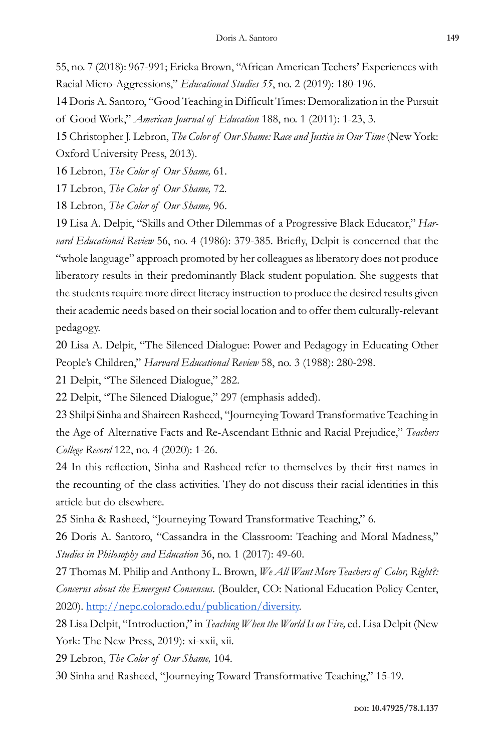55, no. 7 (2018): 967-991; Ericka Brown, "African American Techers' Experiences with Racial Micro-Aggressions," *Educational Studies 55*, no. 2 (2019): 180-196.

14 Doris A. Santoro, "Good Teaching in Difficult Times: Demoralization in the Pursuit of Good Work," *American Journal of Education* 188, no. 1 (2011): 1-23, 3.

15 Christopher J. Lebron, *The Color of Our Shame: Race and Justice in Our Time* (New York: Oxford University Press, 2013).

16 Lebron, *The Color of Our Shame,* 61.

17 Lebron, *The Color of Our Shame,* 72.

18 Lebron, *The Color of Our Shame,* 96.

19 Lisa A. Delpit, "Skills and Other Dilemmas of a Progressive Black Educator," *Harvard Educational Review* 56, no. 4 (1986): 379-385. Briefly, Delpit is concerned that the "whole language" approach promoted by her colleagues as liberatory does not produce liberatory results in their predominantly Black student population. She suggests that the students require more direct literacy instruction to produce the desired results given their academic needs based on their social location and to offer them culturally-relevant pedagogy.

20 Lisa A. Delpit, "The Silenced Dialogue: Power and Pedagogy in Educating Other People's Children," *Harvard Educational Review* 58, no. 3 (1988): 280-298.

21 Delpit, "The Silenced Dialogue," 282.

22 Delpit, "The Silenced Dialogue," 297 (emphasis added).

23 Shilpi Sinha and Shaireen Rasheed, "Journeying Toward Transformative Teaching in the Age of Alternative Facts and Re-Ascendant Ethnic and Racial Prejudice," *Teachers College Record* 122, no. 4 (2020): 1-26.

24 In this reflection, Sinha and Rasheed refer to themselves by their first names in the recounting of the class activities. They do not discuss their racial identities in this article but do elsewhere.

25 Sinha & Rasheed, "Journeying Toward Transformative Teaching," 6.

26 Doris A. Santoro, "Cassandra in the Classroom: Teaching and Moral Madness," *Studies in Philosophy and Education* 36, no. 1 (2017): 49-60.

27 Thomas M. Philip and Anthony L. Brown, *We All Want More Teachers of Color, Right?: Concerns about the Emergent Consensus.* (Boulder, CO: National Education Policy Center, 2020). http://nepc.colorado.edu/publication/diversity.

28 Lisa Delpit, "Introduction," in *Teaching When the World Is on Fire,* ed. Lisa Delpit (New York: The New Press, 2019): xi-xxii, xii.

29 Lebron, *The Color of Our Shame,* 104.

30 Sinha and Rasheed, "Journeying Toward Transformative Teaching," 15-19.